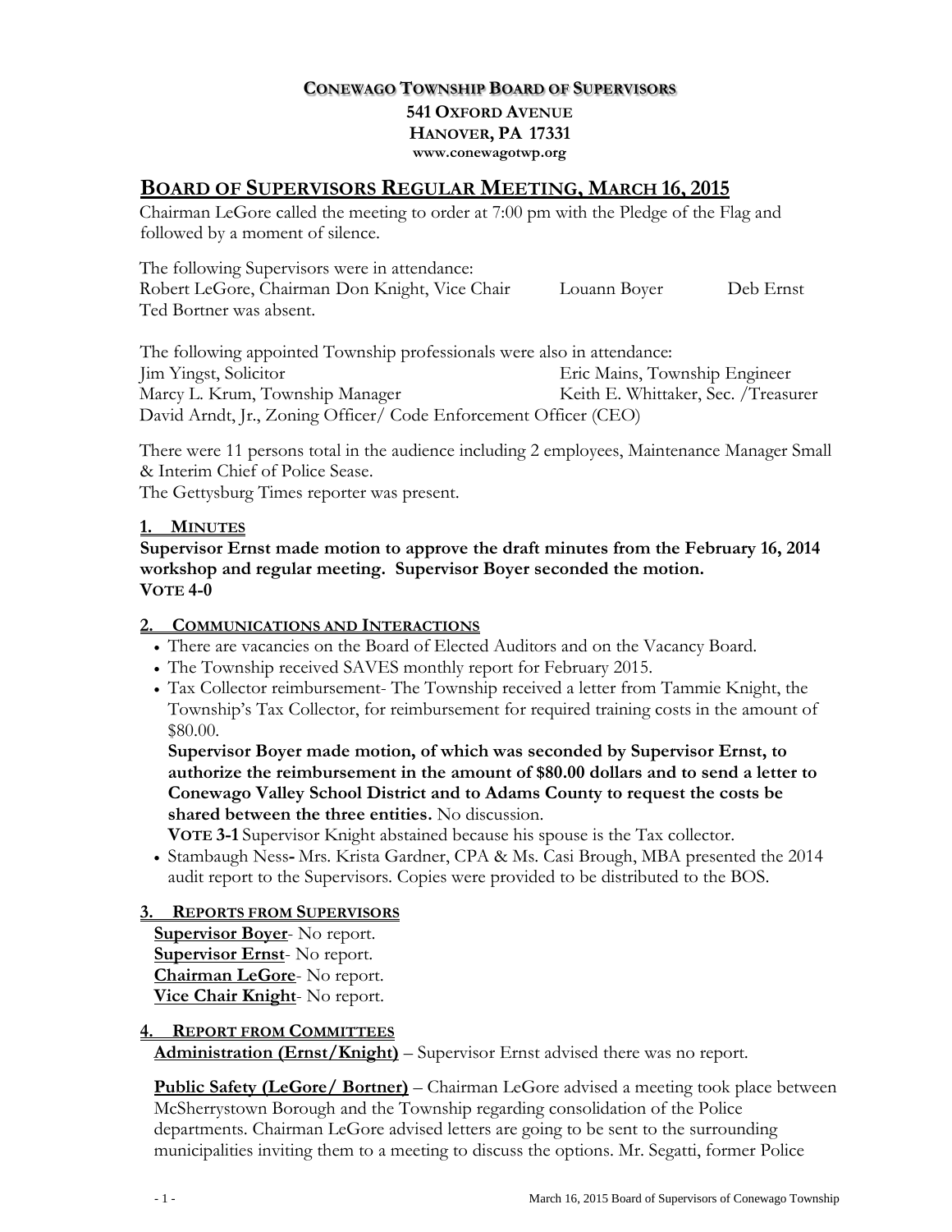**CONEWAGO TOWNSHIP BOARD OF SUPERVISORS**
**541 OXFORD AVENUE**
**HANOVER, PA 17331**
**www.conewagotwp.org**

# BOARD OF SUPERVISORS REGULAR MEETING, MARCH 16, 2015

Chairman LeGore called the meeting to order at 7:00 pm with the Pledge of the Flag and followed by a moment of silence.

The following Supervisors were in attendance:
Robert LeGore, Chairman Don Knight, Vice Chair Louann Boyer Deb Ernst
Ted Bortner was absent.

The following appointed Township professionals were also in attendance:
Jim Yingst, Solicitor Eric Mains, Township Engineer
Marcy L. Krum, Township Manager Keith E. Whittaker, Sec. /Treasurer
David Arndt, Jr., Zoning Officer/ Code Enforcement Officer (CEO)

There were 11 persons total in the audience including 2 employees, Maintenance Manager Small & Interim Chief of Police Sease.
The Gettysburg Times reporter was present.

## 1. MINUTES

**Supervisor Ernst made motion to approve the draft minutes from the February 16, 2014 workshop and regular meeting. Supervisor Boyer seconded the motion.**
**VOTE 4-0**

## 2. COMMUNICATIONS AND INTERACTIONS

- There are vacancies on the Board of Elected Auditors and on the Vacancy Board.
- The Township received SAVES monthly report for February 2015.
- Tax Collector reimbursement- The Township received a letter from Tammie Knight, the Township's Tax Collector, for reimbursement for required training costs in the amount of $80.00.

  **Supervisor Boyer made motion, of which was seconded by Supervisor Ernst, to authorize the reimbursement in the amount of $80.00 dollars and to send a letter to Conewago Valley School District and to Adams County to request the costs be shared between the three entities.** No discussion.

  **VOTE 3-1** Supervisor Knight abstained because his spouse is the Tax collector.
- Stambaugh Ness- Mrs. Krista Gardner, CPA & Ms. Casi Brough, MBA presented the 2014 audit report to the Supervisors. Copies were provided to be distributed to the BOS.

## 3. REPORTS FROM SUPERVISORS

**Supervisor Boyer**- No report.
**Supervisor Ernst**- No report.
**Chairman LeGore**- No report.
**Vice Chair Knight**- No report.

## 4. REPORT FROM COMMITTEES

**Administration (Ernst/Knight)** – Supervisor Ernst advised there was no report.

**Public Safety (LeGore/ Bortner)** – Chairman LeGore advised a meeting took place between McSherrystown Borough and the Township regarding consolidation of the Police departments. Chairman LeGore advised letters are going to be sent to the surrounding municipalities inviting them to a meeting to discuss the options. Mr. Segatti, former Police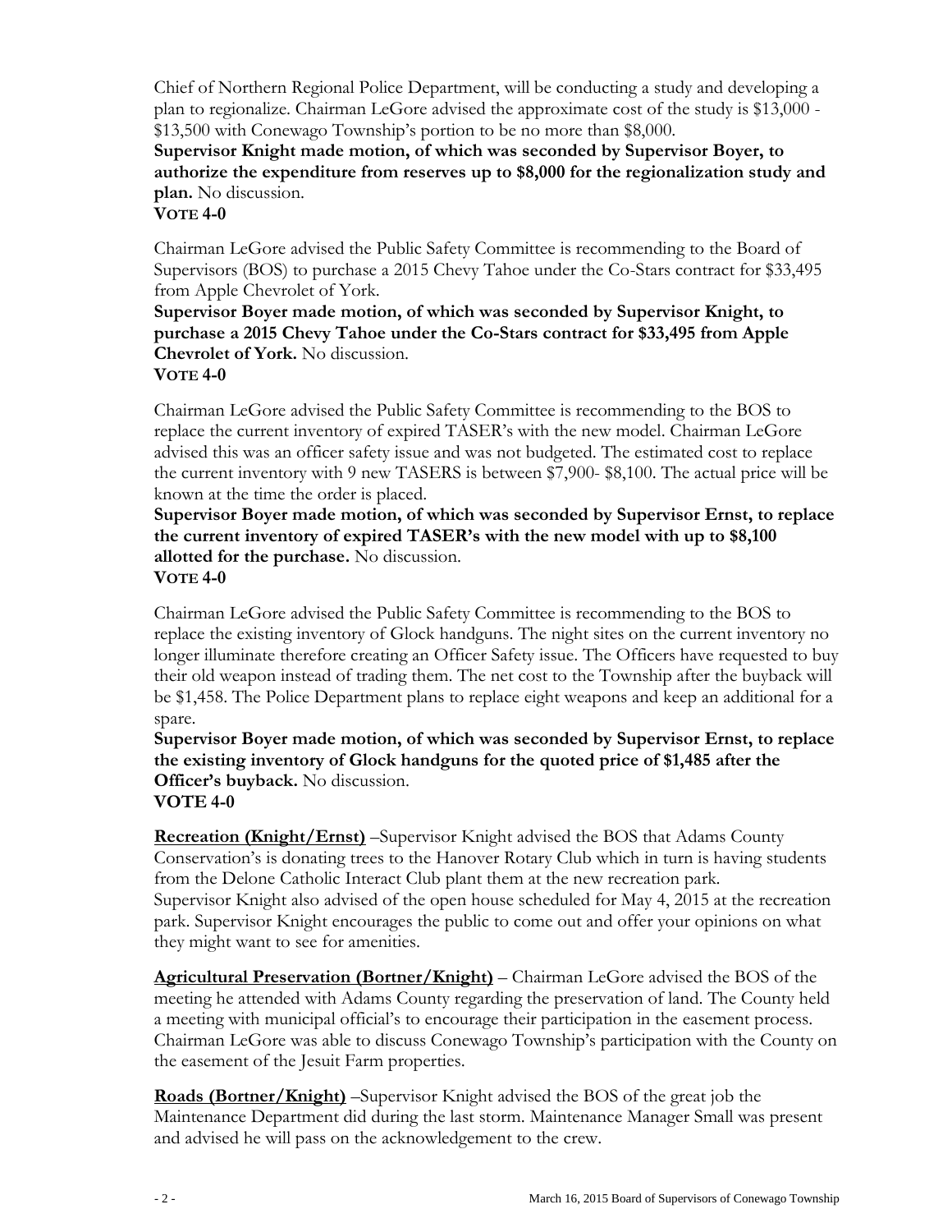Chief of Northern Regional Police Department, will be conducting a study and developing a plan to regionalize. Chairman LeGore advised the approximate cost of the study is $13,000 - $13,500 with Conewago Township's portion to be no more than $8,000.

**Supervisor Knight made motion, of which was seconded by Supervisor Boyer, to authorize the expenditure from reserves up to $8,000 for the regionalization study and plan.** No discussion.

**VOTE 4-0**

Chairman LeGore advised the Public Safety Committee is recommending to the Board of Supervisors (BOS) to purchase a 2015 Chevy Tahoe under the Co-Stars contract for $33,495 from Apple Chevrolet of York.

**Supervisor Boyer made motion, of which was seconded by Supervisor Knight, to purchase a 2015 Chevy Tahoe under the Co-Stars contract for $33,495 from Apple Chevrolet of York.** No discussion.

**VOTE 4-0**

Chairman LeGore advised the Public Safety Committee is recommending to the BOS to replace the current inventory of expired TASER's with the new model. Chairman LeGore advised this was an officer safety issue and was not budgeted. The estimated cost to replace the current inventory with 9 new TASERS is between $7,900- $8,100. The actual price will be known at the time the order is placed.

**Supervisor Boyer made motion, of which was seconded by Supervisor Ernst, to replace the current inventory of expired TASER's with the new model with up to $8,100 allotted for the purchase.** No discussion.

**VOTE 4-0**

Chairman LeGore advised the Public Safety Committee is recommending to the BOS to replace the existing inventory of Glock handguns. The night sites on the current inventory no longer illuminate therefore creating an Officer Safety issue. The Officers have requested to buy their old weapon instead of trading them. The net cost to the Township after the buyback will be $1,458. The Police Department plans to replace eight weapons and keep an additional for a spare.

**Supervisor Boyer made motion, of which was seconded by Supervisor Ernst, to replace the existing inventory of Glock handguns for the quoted price of $1,485 after the Officer's buyback.** No discussion.

**VOTE 4-0**

**Recreation (Knight/Ernst)** –Supervisor Knight advised the BOS that Adams County Conservation's is donating trees to the Hanover Rotary Club which in turn is having students from the Delone Catholic Interact Club plant them at the new recreation park. Supervisor Knight also advised of the open house scheduled for May 4, 2015 at the recreation park. Supervisor Knight encourages the public to come out and offer your opinions on what they might want to see for amenities.

**Agricultural Preservation (Bortner/Knight)** – Chairman LeGore advised the BOS of the meeting he attended with Adams County regarding the preservation of land. The County held a meeting with municipal official's to encourage their participation in the easement process. Chairman LeGore was able to discuss Conewago Township's participation with the County on the easement of the Jesuit Farm properties.

**Roads (Bortner/Knight)** –Supervisor Knight advised the BOS of the great job the Maintenance Department did during the last storm. Maintenance Manager Small was present and advised he will pass on the acknowledgement to the crew.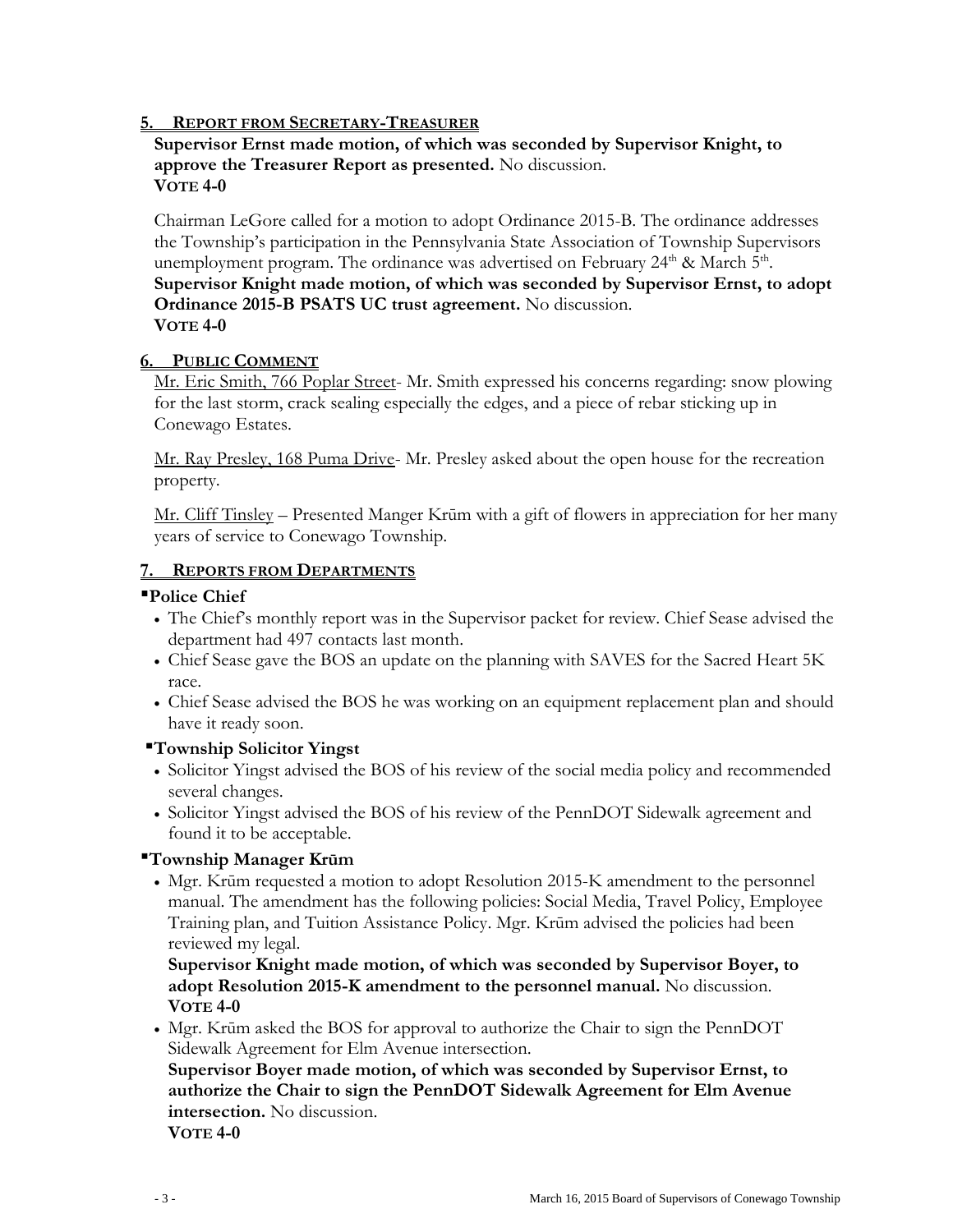## 5. REPORT FROM SECRETARY-TREASURER

**Supervisor Ernst made motion, of which was seconded by Supervisor Knight, to approve the Treasurer Report as presented.** No discussion.
**VOTE 4-0**

Chairman LeGore called for a motion to adopt Ordinance 2015-B. The ordinance addresses the Township's participation in the Pennsylvania State Association of Township Supervisors unemployment program. The ordinance was advertised on February 24th & March 5th.
**Supervisor Knight made motion, of which was seconded by Supervisor Ernst, to adopt Ordinance 2015-B PSATS UC trust agreement.** No discussion.
**VOTE 4-0**

## 6. PUBLIC COMMENT

Mr. Eric Smith, 766 Poplar Street- Mr. Smith expressed his concerns regarding: snow plowing for the last storm, crack sealing especially the edges, and a piece of rebar sticking up in Conewago Estates.

Mr. Ray Presley, 168 Puma Drive- Mr. Presley asked about the open house for the recreation property.

Mr. Cliff Tinsley – Presented Manger Krūm with a gift of flowers in appreciation for her many years of service to Conewago Township.

## 7. REPORTS FROM DEPARTMENTS

### ▪Police Chief

- The Chief's monthly report was in the Supervisor packet for review. Chief Sease advised the department had 497 contacts last month.
- Chief Sease gave the BOS an update on the planning with SAVES for the Sacred Heart 5K race.
- Chief Sease advised the BOS he was working on an equipment replacement plan and should have it ready soon.

### ▪Township Solicitor Yingst

- Solicitor Yingst advised the BOS of his review of the social media policy and recommended several changes.
- Solicitor Yingst advised the BOS of his review of the PennDOT Sidewalk agreement and found it to be acceptable.

### ▪Township Manager Krūm

- Mgr. Krūm requested a motion to adopt Resolution 2015-K amendment to the personnel manual. The amendment has the following policies: Social Media, Travel Policy, Employee Training plan, and Tuition Assistance Policy. Mgr. Krūm advised the policies had been reviewed my legal.
  **Supervisor Knight made motion, of which was seconded by Supervisor Boyer, to adopt Resolution 2015-K amendment to the personnel manual.** No discussion.
  **VOTE 4-0**
- Mgr. Krūm asked the BOS for approval to authorize the Chair to sign the PennDOT Sidewalk Agreement for Elm Avenue intersection.
  **Supervisor Boyer made motion, of which was seconded by Supervisor Ernst, to authorize the Chair to sign the PennDOT Sidewalk Agreement for Elm Avenue intersection.** No discussion.
  **VOTE 4-0**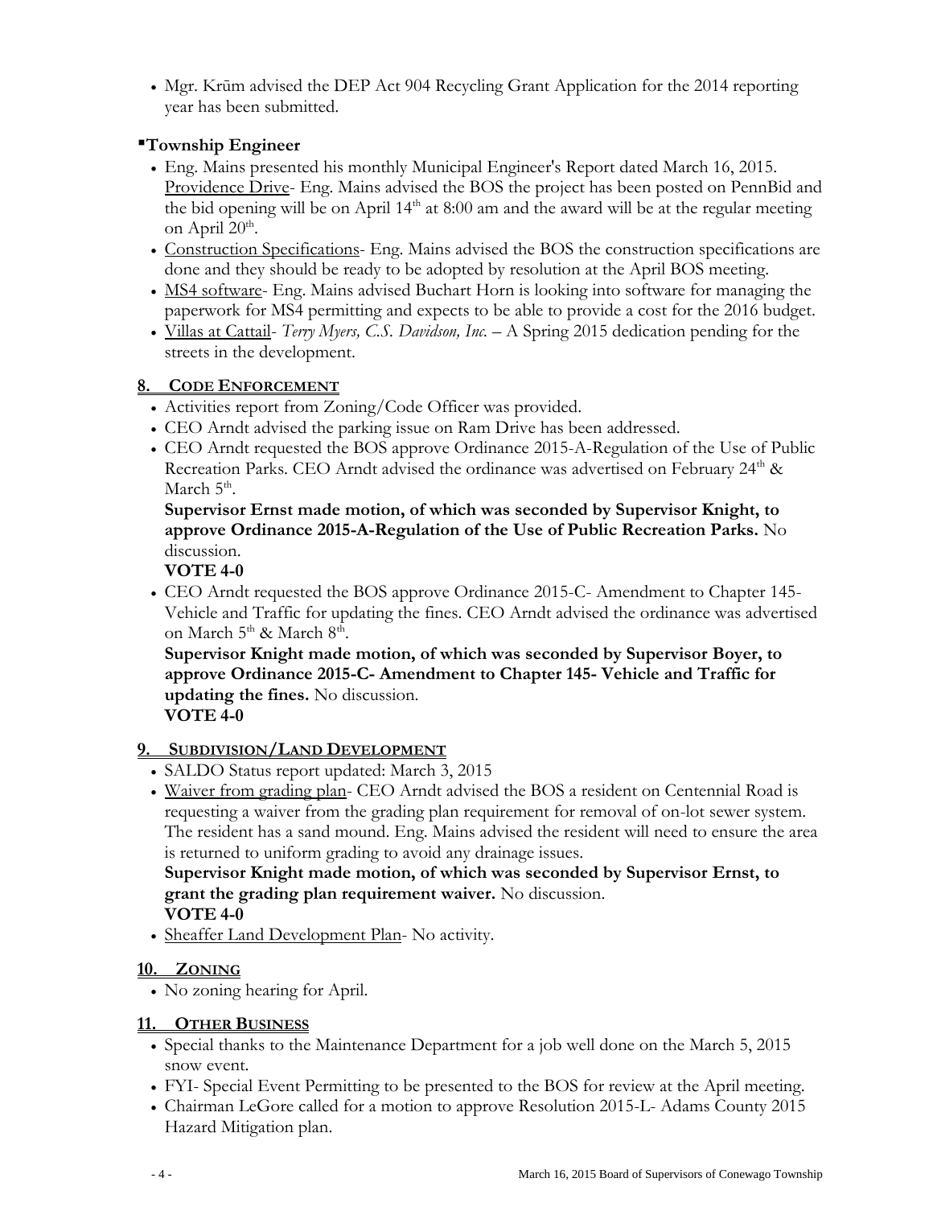- Mgr. Krūm advised the DEP Act 904 Recycling Grant Application for the 2014 reporting year has been submitted.

### ▪Township Engineer

- Eng. Mains presented his monthly Municipal Engineer's Report dated March 16, 2015. Providence Drive- Eng. Mains advised the BOS the project has been posted on PennBid and the bid opening will be on April 14th at 8:00 am and the award will be at the regular meeting on April 20th.
- Construction Specifications- Eng. Mains advised the BOS the construction specifications are done and they should be ready to be adopted by resolution at the April BOS meeting.
- MS4 software- Eng. Mains advised Buchart Horn is looking into software for managing the paperwork for MS4 permitting and expects to be able to provide a cost for the 2016 budget.
- Villas at Cattail- *Terry Myers, C.S. Davidson, Inc.* – A Spring 2015 dedication pending for the streets in the development.

## 8. CODE ENFORCEMENT

- Activities report from Zoning/Code Officer was provided.
- CEO Arndt advised the parking issue on Ram Drive has been addressed.
- CEO Arndt requested the BOS approve Ordinance 2015-A-Regulation of the Use of Public Recreation Parks. CEO Arndt advised the ordinance was advertised on February 24th & March 5th.

  **Supervisor Ernst made motion, of which was seconded by Supervisor Knight, to approve Ordinance 2015-A-Regulation of the Use of Public Recreation Parks.** No discussion.

  **VOTE 4-0**
- CEO Arndt requested the BOS approve Ordinance 2015-C- Amendment to Chapter 145- Vehicle and Traffic for updating the fines. CEO Arndt advised the ordinance was advertised on March 5th & March 8th.

  **Supervisor Knight made motion, of which was seconded by Supervisor Boyer, to approve Ordinance 2015-C- Amendment to Chapter 145- Vehicle and Traffic for updating the fines.** No discussion.

  **VOTE 4-0**

## 9. SUBDIVISION/LAND DEVELOPMENT

- SALDO Status report updated: March 3, 2015
- Waiver from grading plan- CEO Arndt advised the BOS a resident on Centennial Road is requesting a waiver from the grading plan requirement for removal of on-lot sewer system. The resident has a sand mound. Eng. Mains advised the resident will need to ensure the area is returned to uniform grading to avoid any drainage issues.

  **Supervisor Knight made motion, of which was seconded by Supervisor Ernst, to grant the grading plan requirement waiver.** No discussion.

  **VOTE 4-0**
- Sheaffer Land Development Plan- No activity.

## 10. ZONING

- No zoning hearing for April.

## 11. OTHER BUSINESS

- Special thanks to the Maintenance Department for a job well done on the March 5, 2015 snow event.
- FYI- Special Event Permitting to be presented to the BOS for review at the April meeting.
- Chairman LeGore called for a motion to approve Resolution 2015-L- Adams County 2015 Hazard Mitigation plan.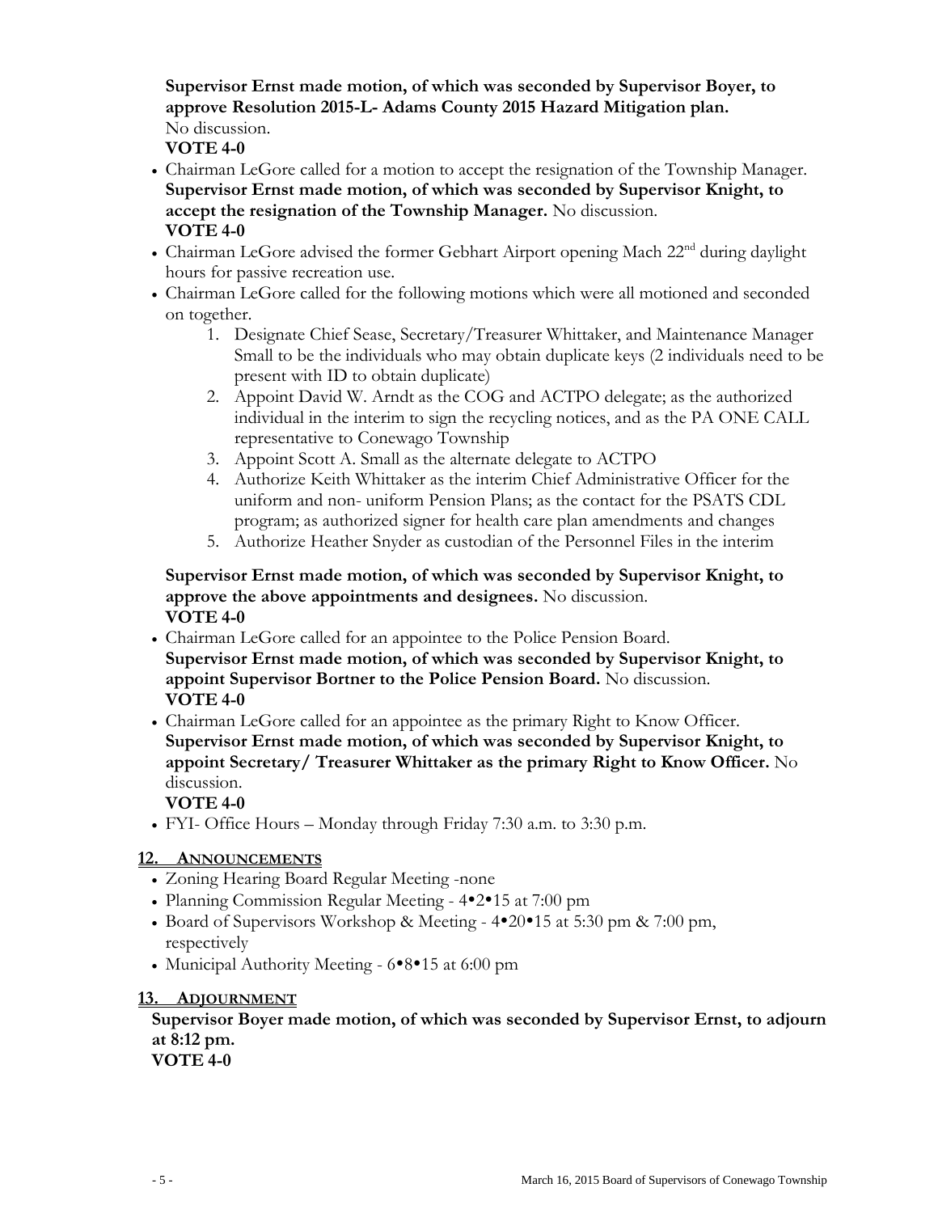**Supervisor Ernst made motion, of which was seconded by Supervisor Boyer, to approve Resolution 2015-L- Adams County 2015 Hazard Mitigation plan.** No discussion.
**VOTE 4-0**

- Chairman LeGore called for a motion to accept the resignation of the Township Manager. **Supervisor Ernst made motion, of which was seconded by Supervisor Knight, to accept the resignation of the Township Manager.** No discussion. **VOTE 4-0**
- Chairman LeGore advised the former Gebhart Airport opening Mach 22nd during daylight hours for passive recreation use.
- Chairman LeGore called for the following motions which were all motioned and seconded on together.
    1. Designate Chief Sease, Secretary/Treasurer Whittaker, and Maintenance Manager Small to be the individuals who may obtain duplicate keys (2 individuals need to be present with ID to obtain duplicate)
    2. Appoint David W. Arndt as the COG and ACTPO delegate; as the authorized individual in the interim to sign the recycling notices, and as the PA ONE CALL representative to Conewago Township
    3. Appoint Scott A. Small as the alternate delegate to ACTPO
    4. Authorize Keith Whittaker as the interim Chief Administrative Officer for the uniform and non- uniform Pension Plans; as the contact for the PSATS CDL program; as authorized signer for health care plan amendments and changes
    5. Authorize Heather Snyder as custodian of the Personnel Files in the interim

  **Supervisor Ernst made motion, of which was seconded by Supervisor Knight, to approve the above appointments and designees.** No discussion. **VOTE 4-0**
- Chairman LeGore called for an appointee to the Police Pension Board. **Supervisor Ernst made motion, of which was seconded by Supervisor Knight, to appoint Supervisor Bortner to the Police Pension Board.** No discussion. **VOTE 4-0**
- Chairman LeGore called for an appointee as the primary Right to Know Officer. **Supervisor Ernst made motion, of which was seconded by Supervisor Knight, to appoint Secretary/ Treasurer Whittaker as the primary Right to Know Officer.** No discussion.
  **VOTE 4-0**
- FYI- Office Hours – Monday through Friday 7:30 a.m. to 3:30 p.m.

## 12. ANNOUNCEMENTS

- Zoning Hearing Board Regular Meeting -none
- Planning Commission Regular Meeting - 4•2•15 at 7:00 pm
- Board of Supervisors Workshop & Meeting - 4•20•15 at 5:30 pm & 7:00 pm, respectively
- Municipal Authority Meeting - 6•8•15 at 6:00 pm

## 13. ADJOURNMENT

**Supervisor Boyer made motion, of which was seconded by Supervisor Ernst, to adjourn at 8:12 pm.**
**VOTE 4-0**